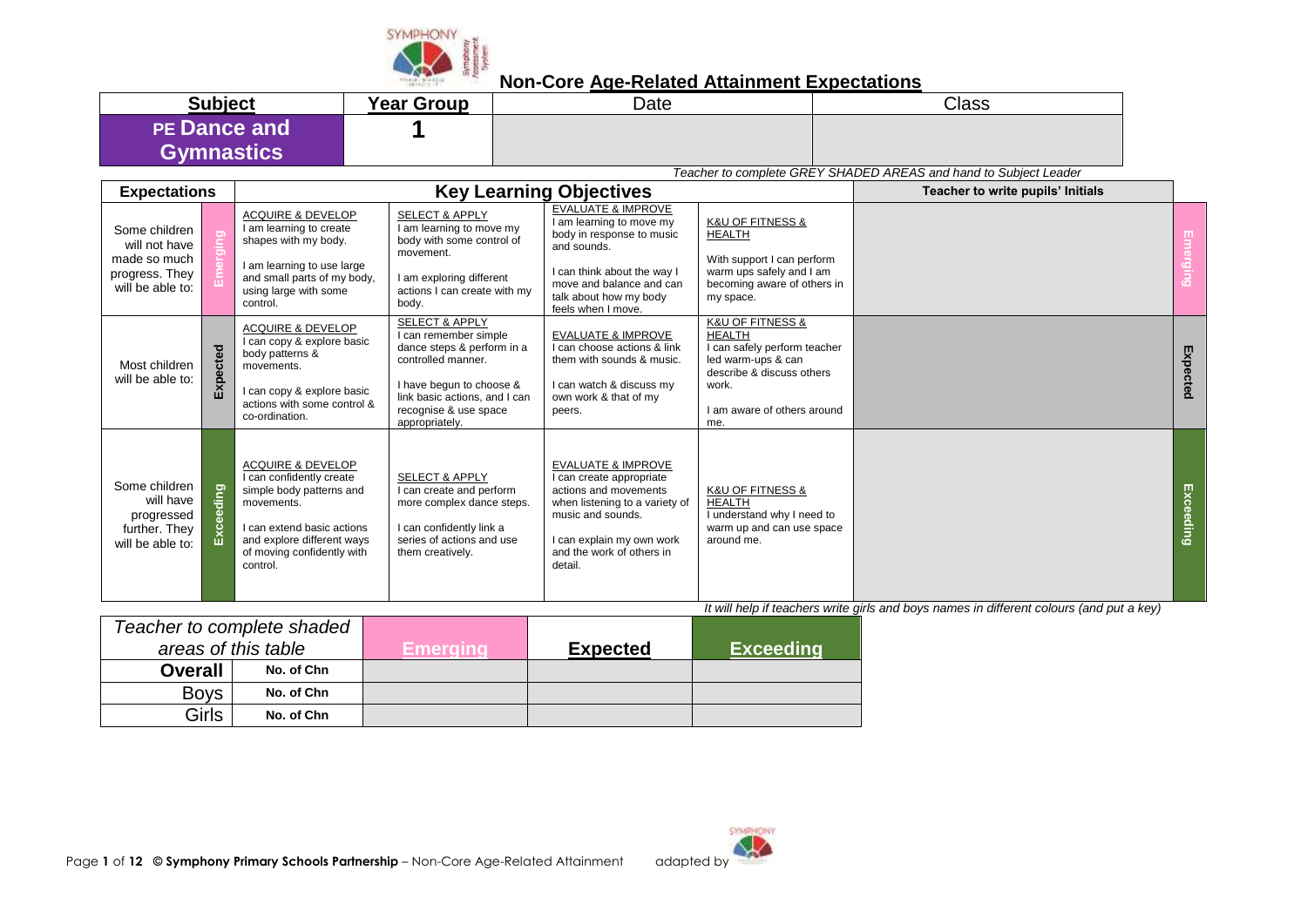# Non-Core Age-Related Attainment Expectations

| Subject | Year Group | Date | Class |
|---|---|---|---|
| PE Dance and Gymnastics | 1 | | |

*Teacher to complete GREY SHADED AREAS and hand to Subject Leader*

| Expectations | | Key Learning Objectives | | | | Teacher to write pupils' Initials | |
|---|---|---|---|---|---|---|---|
| Some children will not have made so much progress. They will be able to: | Emerging | ACQUIRE & DEVELOP<br>I am learning to create shapes with my body.<br><br>I am learning to use large and small parts of my body, using large with some control. | SELECT & APPLY<br>I am learning to move my body with some control of movement.<br><br>I am exploring different actions I can create with my body. | EVALUATE & IMPROVE<br>I am learning to move my body in response to music and sounds.<br><br>I can think about the way I move and balance and can talk about how my body feels when I move. | K&U OF FITNESS & HEALTH<br><br>With support I can perform warm ups safely and I am becoming aware of others in my space. | | Emerging |
| Most children will be able to: | Expected | ACQUIRE & DEVELOP<br>I can copy & explore basic body patterns & movements.<br><br>I can copy & explore basic actions with some control & co-ordination. | SELECT & APPLY<br>I can remember simple dance steps & perform in a controlled manner.<br><br>I have begun to choose & link basic actions, and I can recognise & use space appropriately. | EVALUATE & IMPROVE<br>I can choose actions & link them with sounds & music.<br><br>I can watch & discuss my own work & that of my peers. | K&U OF FITNESS & HEALTH<br>I can safely perform teacher led warm-ups & can describe & discuss others work.<br><br>I am aware of others around me. | | Expected |
| Some children will have progressed further. They will be able to: | Exceeding | ACQUIRE & DEVELOP<br>I can confidently create simple body patterns and movements.<br><br>I can extend basic actions and explore different ways of moving confidently with control. | SELECT & APPLY<br>I can create and perform more complex dance steps.<br><br>I can confidently link a series of actions and use them creatively. | EVALUATE & IMPROVE<br>I can create appropriate actions and movements when listening to a variety of music and sounds.<br><br>I can explain my own work and the work of others in detail. | K&U OF FITNESS & HEALTH<br>I understand why I need to warm up and can use space around me. | | Exceeding |

*It will help if teachers write girls and boys names in different colours (and put a key)*

| *Teacher to complete shaded areas of this table* | | Emerging | Expected | Exceeding |
|---|---|---|---|---|
| **Overall** | No. of Chn | | | |
| Boys | No. of Chn | | | |
| Girls | No. of Chn | | | |

© Symphony Primary Schools Partnership – Non-Core Age-Related Attainment adapted by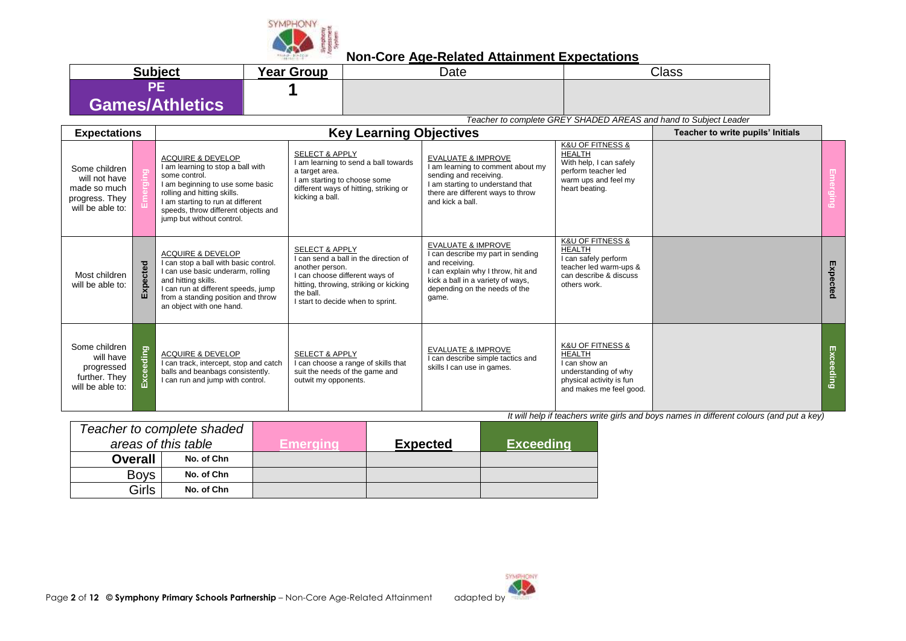## Non-Core Age-Related Attainment Expectations

| Subject | Year Group | Date | Class |
|---|---|---|---|
| PE Games/Athletics | 1 | | |

*Teacher to complete GREY SHADED AREAS and hand to Subject Leader*

| Expectations | | Key Learning Objectives | | | | Teacher to write pupils' Initials | |
|---|---|---|---|---|---|---|---|
| Some children will not have made so much progress. They will be able to: | Emerging | ACQUIRE & DEVELOP<br>I am learning to stop a ball with some control.<br>I am beginning to use some basic rolling and hitting skills.<br>I am starting to run at different speeds, throw different objects and jump but without control. | SELECT & APPLY<br>I am learning to send a ball towards a target area.<br>I am starting to choose some different ways of hitting, striking or kicking a ball. | EVALUATE & IMPROVE<br>I am learning to comment about my sending and receiving.<br>I am starting to understand that there are different ways to throw and kick a ball. | K&U OF FITNESS & HEALTH<br>With help, I can safely perform teacher led warm ups and feel my heart beating. | | Emerging |
| Most children will be able to: | Expected | ACQUIRE & DEVELOP<br>I can stop a ball with basic control.<br>I can use basic underarm, rolling and hitting skills.<br>I can run at different speeds, jump from a standing position and throw an object with one hand. | SELECT & APPLY<br>I can send a ball in the direction of another person.<br>I can choose different ways of hitting, throwing, striking or kicking the ball.<br>I start to decide when to sprint. | EVALUATE & IMPROVE<br>I can describe my part in sending and receiving.<br>I can explain why I throw, hit and kick a ball in a variety of ways, depending on the needs of the game. | K&U OF FITNESS & HEALTH<br>I can safely perform teacher led warm-ups & can describe & discuss others work. | | Expected |
| Some children will have progressed further. They will be able to: | Exceeding | ACQUIRE & DEVELOP<br>I can track, intercept, stop and catch balls and beanbags consistently.<br>I can run and jump with control. | SELECT & APPLY<br>I can choose a range of skills that suit the needs of the game and outwit my opponents. | EVALUATE & IMPROVE<br>I can describe simple tactics and skills I can use in games. | K&U OF FITNESS & HEALTH<br>I can show an understanding of why physical activity is fun and makes me feel good. | | Exceeding |

*It will help if teachers write girls and boys names in different colours (and put a key)*

| *Teacher to complete shaded areas of this table* | | Emerging | Expected | Exceeding |
|---|---|---|---|---|
| **Overall** | **No. of Chn** | | | |
| Boys | **No. of Chn** | | | |
| Girls | **No. of Chn** | | | |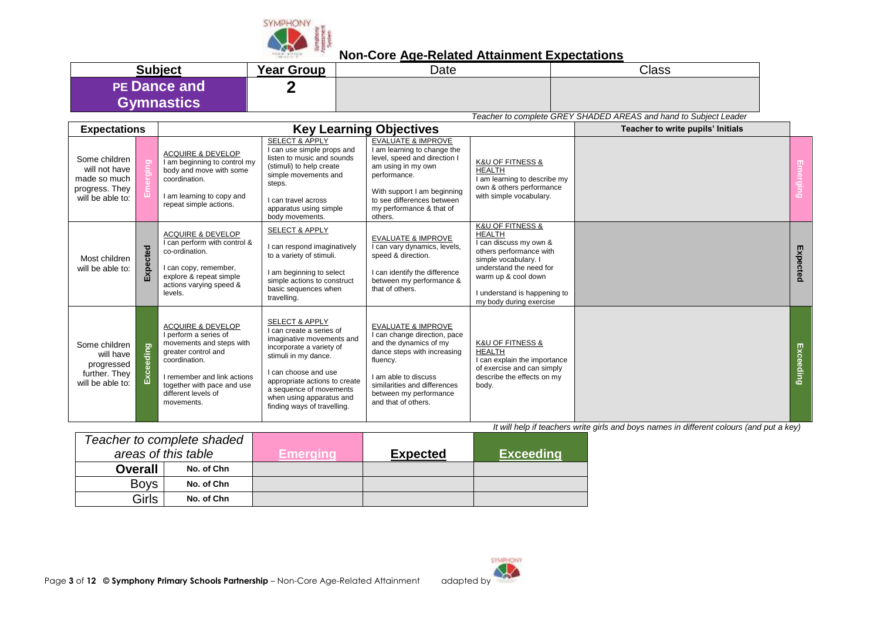# Non-Core Age-Related Attainment Expectations

| Subject | Year Group | Date | Class |
|---|---|---|---|
| PE Dance and Gymnastics | 2 | | |

*Teacher to complete GREY SHADED AREAS and hand to Subject Leader*

| Expectations | | Key Learning Objectives | | | | Teacher to write pupils' Initials | |
|---|---|---|---|---|---|---|---|
| Some children will not have made so much progress. They will be able to: | Emerging | ACQUIRE & DEVELOP<br>I am beginning to control my body and move with some coordination.<br><br>I am learning to copy and repeat simple actions. | SELECT & APPLY<br>I can use simple props and listen to music and sounds (stimuli) to help create simple movements and steps.<br><br>I can travel across apparatus using simple body movements. | EVALUATE & IMPROVE<br>I am learning to change the level, speed and direction I am using in my own performance.<br><br>With support I am beginning to see differences between my performance & that of others. | K&U OF FITNESS & HEALTH<br>I am learning to describe my own & others performance with simple vocabulary. | | Emerging |
| Most children will be able to: | Expected | ACQUIRE & DEVELOP<br>I can perform with control & co-ordination.<br><br>I can copy, remember, explore & repeat simple actions varying speed & levels. | SELECT & APPLY<br><br>I can respond imaginatively to a variety of stimuli.<br><br>I am beginning to select simple actions to construct basic sequences when travelling. | EVALUATE & IMPROVE<br>I can vary dynamics, levels, speed & direction.<br><br>I can identify the difference between my performance & that of others. | K&U OF FITNESS & HEALTH<br>I can discuss my own & others performance with simple vocabulary. I understand the need for warm up & cool down<br><br>I understand is happening to my body during exercise | | Expected |
| Some children will have progressed further. They will be able to: | Exceeding | ACQUIRE & DEVELOP<br>I perform a series of movements and steps with greater control and coordination.<br><br>I remember and link actions together with pace and use different levels of movements. | SELECT & APPLY<br>I can create a series of imaginative movements and incorporate a variety of stimuli in my dance.<br><br>I can choose and use appropriate actions to create a sequence of movements when using apparatus and finding ways of travelling. | EVALUATE & IMPROVE<br>I can change direction, pace and the dynamics of my dance steps with increasing fluency.<br><br>I am able to discuss similarities and differences between my performance and that of others. | K&U OF FITNESS & HEALTH<br>I can explain the importance of exercise and can simply describe the effects on my body. | | Exceeding |

*It will help if teachers write girls and boys names in different colours (and put a key)*

| *Teacher to complete shaded areas of this table* | | Emerging | Expected | Exceeding |
|---|---|---|---|---|
| **Overall** | **No. of Chn** | | | |
| Boys | **No. of Chn** | | | |
| Girls | **No. of Chn** | | | |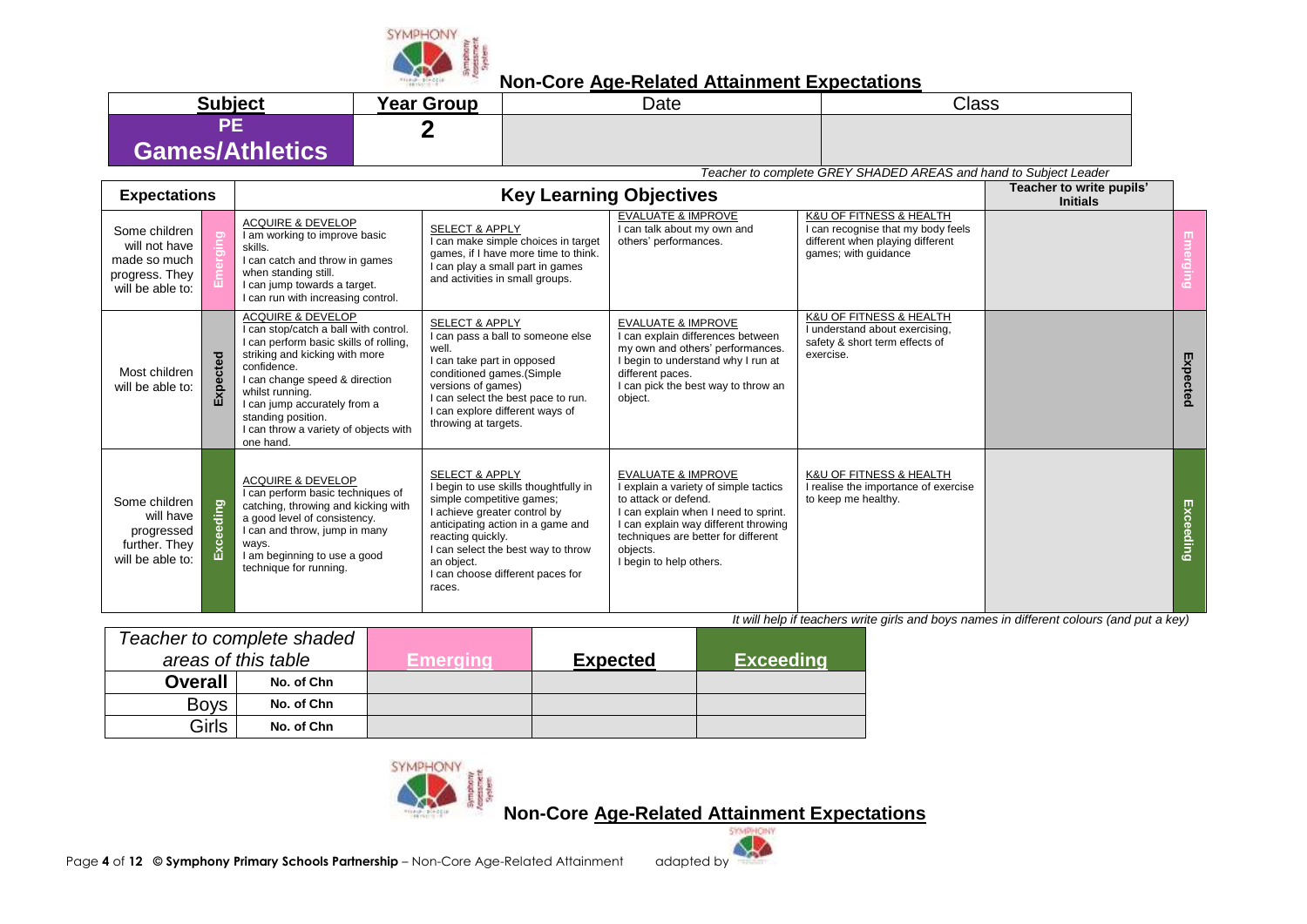## Non-Core Age-Related Attainment Expectations

| Subject | Year Group | Date | Class |
|---|---|---|---|
| PE Games/Athletics | 2 | | |

*Teacher to complete GREY SHADED AREAS and hand to Subject Leader*

| Expectations | | Key Learning Objectives | | | | Teacher to write pupils' Initials | |
|---|---|---|---|---|---|---|---|
| Some children will not have made so much progress. They will be able to: | Emerging | ACQUIRE & DEVELOP<br>I am working to improve basic skills.<br>I can catch and throw in games when standing still.<br>I can jump towards a target.<br>I can run with increasing control. | SELECT & APPLY<br>I can make simple choices in target games, if I have more time to think.<br>I can play a small part in games and activities in small groups. | EVALUATE & IMPROVE<br>I can talk about my own and others' performances. | K&U OF FITNESS & HEALTH<br>I can recognise that my body feels different when playing different games; with guidance | | Emerging |
| Most children will be able to: | Expected | ACQUIRE & DEVELOP<br>I can stop/catch a ball with control.<br>I can perform basic skills of rolling, striking and kicking with more confidence.<br>I can change speed & direction whilst running.<br>I can jump accurately from a standing position.<br>I can throw a variety of objects with one hand. | SELECT & APPLY<br>I can pass a ball to someone else well.<br>I can take part in opposed conditioned games.(Simple versions of games)<br>I can select the best pace to run.<br>I can explore different ways of throwing at targets. | EVALUATE & IMPROVE<br>I can explain differences between my own and others' performances.<br>I begin to understand why I run at different paces.<br>I can pick the best way to throw an object. | K&U OF FITNESS & HEALTH<br>I understand about exercising, safety & short term effects of exercise. | | Expected |
| Some children will have progressed further. They will be able to: | Exceeding | ACQUIRE & DEVELOP<br>I can perform basic techniques of catching, throwing and kicking with a good level of consistency.<br>I can and throw, jump in many ways.<br>I am beginning to use a good technique for running. | SELECT & APPLY<br>I begin to use skills thoughtfully in simple competitive games;<br>I achieve greater control by anticipating action in a game and reacting quickly.<br>I can select the best way to throw an object.<br>I can choose different paces for races. | EVALUATE & IMPROVE<br>I explain a variety of simple tactics to attack or defend.<br>I can explain when I need to sprint.<br>I can explain way different throwing techniques are better for different objects.<br>I begin to help others. | K&U OF FITNESS & HEALTH<br>I realise the importance of exercise to keep me healthy. | | Exceeding |

*It will help if teachers write girls and boys names in different colours (and put a key)*

| *Teacher to complete shaded areas of this table* | | Emerging | Expected | Exceeding |
|---|---|---|---|---|
| **Overall** | **No. of Chn** | | | |
| Boys | **No. of Chn** | | | |
| Girls | **No. of Chn** | | | |

## Non-Core Age-Related Attainment Expectations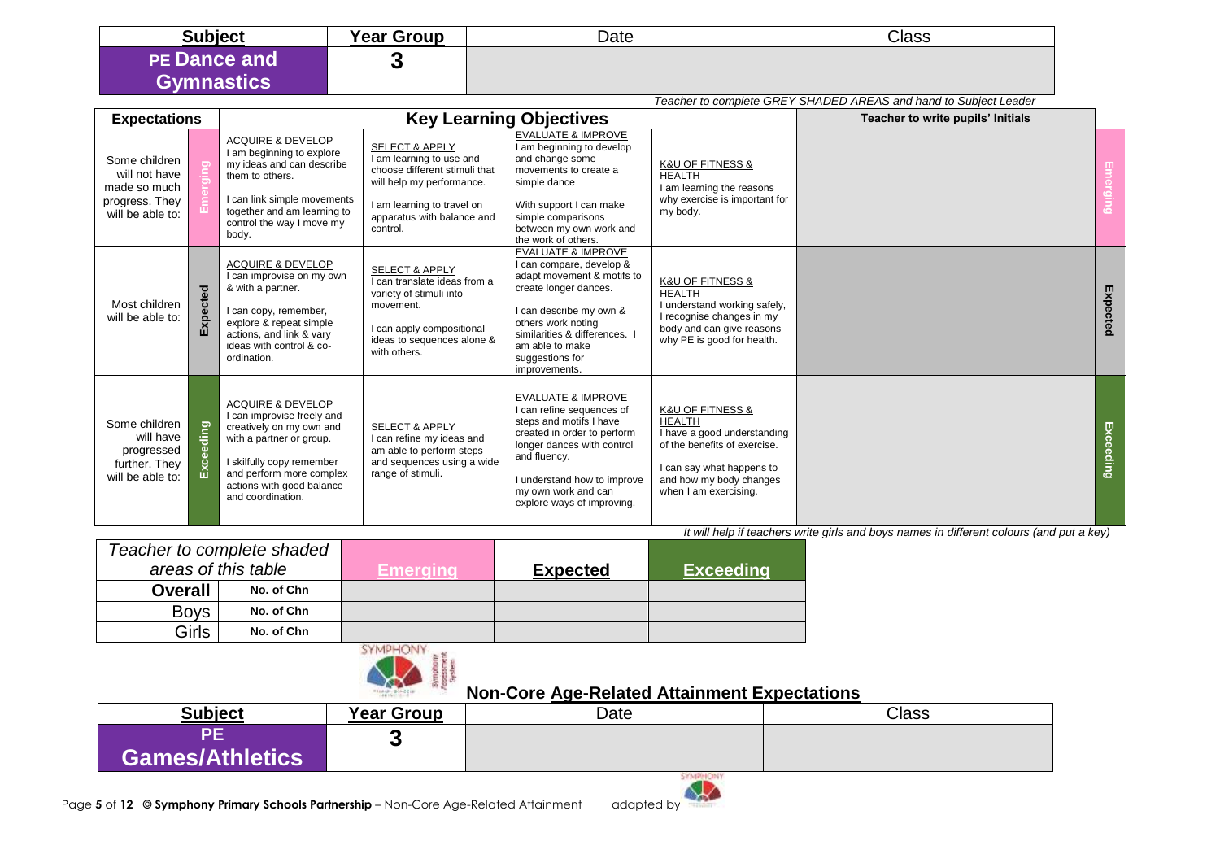| Subject | Year Group | Date | Class |
|---|---|---|---|
| **PE Dance and Gymnastics** | **3** | | |

*Teacher to complete GREY SHADED AREAS and hand to Subject Leader*

| Expectations | | Key Learning Objectives | | | | Teacher to write pupils' Initials | |
|---|---|---|---|---|---|---|---|
| Some children will not have made so much progress. They will be able to: | Emerging | ACQUIRE & DEVELOP<br>I am beginning to explore my ideas and can describe them to others.<br><br>I can link simple movements together and am learning to control the way I move my body. | SELECT & APPLY<br>I am learning to use and choose different stimuli that will help my performance.<br><br>I am learning to travel on apparatus with balance and control. | EVALUATE & IMPROVE<br>I am beginning to develop and change some movements to create a simple dance<br><br>With support I can make simple comparisons between my own work and the work of others. | K&U OF FITNESS & HEALTH<br>I am learning the reasons why exercise is important for my body. | | Emerging |
| Most children will be able to: | Expected | ACQUIRE & DEVELOP<br>I can improvise on my own & with a partner.<br><br>I can copy, remember, explore & repeat simple actions, and link & vary ideas with control & co-ordination. | SELECT & APPLY<br>I can translate ideas from a variety of stimuli into movement.<br><br>I can apply compositional ideas to sequences alone & with others. | EVALUATE & IMPROVE<br>I can compare, develop & adapt movement & motifs to create longer dances.<br><br>I can describe my own & others work noting similarities & differences. I am able to make suggestions for improvements. | K&U OF FITNESS & HEALTH<br>I understand working safely, I recognise changes in my body and can give reasons why PE is good for health. | | Expected |
| Some children will have progressed further. They will be able to: | Exceeding | ACQUIRE & DEVELOP<br>I can improvise freely and creatively on my own and with a partner or group.<br><br>I skilfully copy remember and perform more complex actions with good balance and coordination. | SELECT & APPLY<br>I can refine my ideas and am able to perform steps and sequences using a wide range of stimuli. | EVALUATE & IMPROVE<br>I can refine sequences of steps and motifs I have created in order to perform longer dances with control and fluency.<br><br>I understand how to improve my own work and can explore ways of improving. | K&U OF FITNESS & HEALTH<br>I have a good understanding of the benefits of exercise.<br><br>I can say what happens to and how my body changes when I am exercising. | | Exceeding |

*It will help if teachers write girls and boys names in different colours (and put a key)*

| *Teacher to complete shaded areas of this table* | | Emerging | Expected | Exceeding |
|---|---|---|---|---|
| **Overall** | **No. of Chn** | | | |
| Boys | **No. of Chn** | | | |
| Girls | **No. of Chn** | | | |

## Non-Core Age-Related Attainment Expectations

| Subject | Year Group | Date | Class |
|---|---|---|---|
| **PE Games/Athletics** | **3** | | |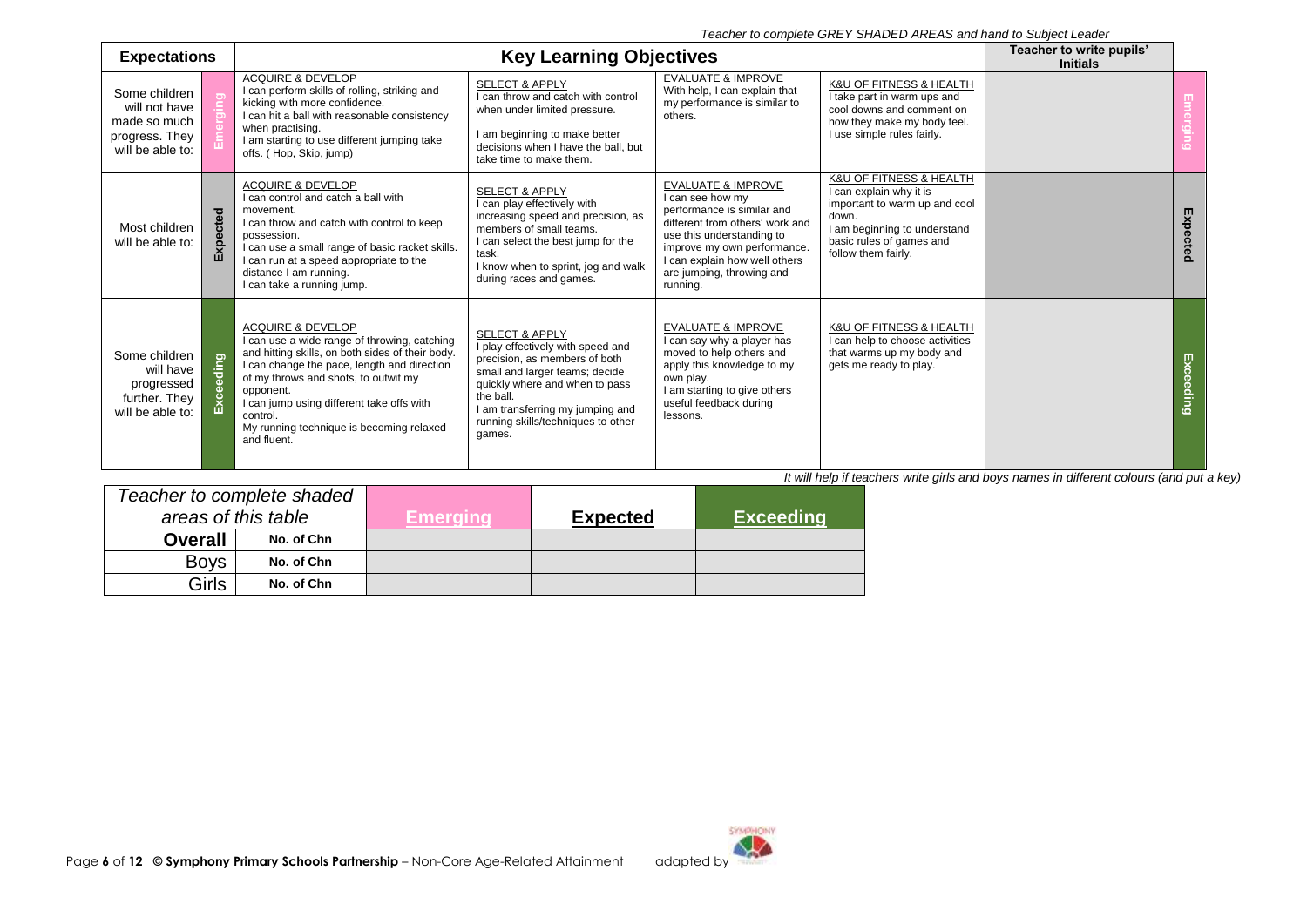*Teacher to complete GREY SHADED AREAS and hand to Subject Leader*

| Expectations | | Key Learning Objectives | | | | Teacher to write pupils' Initials | |
|---|---|---|---|---|---|---|---|
| Some children will not have made so much progress. They will be able to: | Emerging | ACQUIRE & DEVELOP<br>I can perform skills of rolling, striking and kicking with more confidence.<br>I can hit a ball with reasonable consistency when practising.<br>I am starting to use different jumping take offs. ( Hop, Skip, jump) | SELECT & APPLY<br>I can throw and catch with control when under limited pressure.<br>I am beginning to make better decisions when I have the ball, but take time to make them. | EVALUATE & IMPROVE<br>With help, I can explain that my performance is similar to others. | K&U OF FITNESS & HEALTH<br>I take part in warm ups and cool downs and comment on how they make my body feel.<br>I use simple rules fairly. | | Emerging |
| Most children will be able to: | Expected | ACQUIRE & DEVELOP<br>I can control and catch a ball with movement.<br>I can throw and catch with control to keep possession.<br>I can use a small range of basic racket skills.<br>I can run at a speed appropriate to the distance I am running.<br>I can take a running jump. | SELECT & APPLY<br>I can play effectively with increasing speed and precision, as members of small teams.<br>I can select the best jump for the task.<br>I know when to sprint, jog and walk during races and games. | EVALUATE & IMPROVE<br>I can see how my performance is similar and different from others' work and use this understanding to improve my own performance.<br>I can explain how well others are jumping, throwing and running. | K&U OF FITNESS & HEALTH<br>I can explain why it is important to warm up and cool down.<br>I am beginning to understand basic rules of games and follow them fairly. | | Expected |
| Some children will have progressed further. They will be able to: | Exceeding | ACQUIRE & DEVELOP<br>I can use a wide range of throwing, catching and hitting skills, on both sides of their body.<br>I can change the pace, length and direction of my throws and shots, to outwit my opponent.<br>I can jump using different take offs with control.<br>My running technique is becoming relaxed and fluent. | SELECT & APPLY<br>I play effectively with speed and precision, as members of both small and larger teams; decide quickly where and when to pass the ball.<br>I am transferring my jumping and running skills/techniques to other games. | EVALUATE & IMPROVE<br>I can say why a player has moved to help others and apply this knowledge to my own play.<br>I am starting to give others useful feedback during lessons. | K&U OF FITNESS & HEALTH<br>I can help to choose activities that warms up my body and gets me ready to play. | | Exceeding |

*It will help if teachers write girls and boys names in different colours (and put a key)*

| *Teacher to complete shaded areas of this table* | | Emerging | Expected | Exceeding |
|---|---|---|---|---|
| **Overall** | No. of Chn | | | |
| Boys | No. of Chn | | | |
| Girls | No. of Chn | | | |

© Symphony Primary Schools Partnership – Non-Core Age-Related Attainment adapted by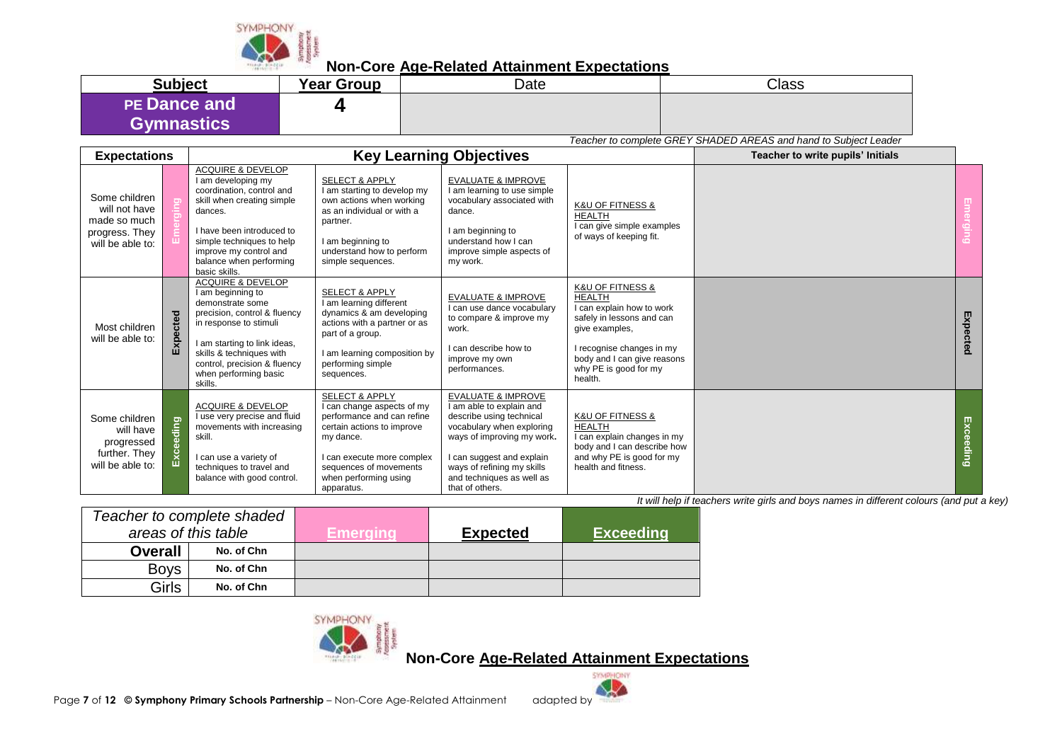# Non-Core Age-Related Attainment Expectations

| Subject | Year Group | Date | Class |
|---|---|---|---|
| PE Dance and Gymnastics | 4 | | |

*Teacher to complete GREY SHADED AREAS and hand to Subject Leader*

| Expectations | | Key Learning Objectives | | | | Teacher to write pupils' Initials | |
|---|---|---|---|---|---|---|---|
| Some children will not have made so much progress. They will be able to: | Emerging | ACQUIRE & DEVELOP<br>I am developing my coordination, control and skill when creating simple dances.<br><br>I have been introduced to simple techniques to help improve my control and balance when performing basic skills. | SELECT & APPLY<br>I am starting to develop my own actions when working as an individual or with a partner.<br><br>I am beginning to understand how to perform simple sequences. | EVALUATE & IMPROVE<br>I am learning to use simple vocabulary associated with dance.<br><br>I am beginning to understand how I can improve simple aspects of my work. | K&U OF FITNESS & HEALTH<br>I can give simple examples of ways of keeping fit. | | Emerging |
| Most children will be able to: | Expected | ACQUIRE & DEVELOP<br>I am beginning to demonstrate some precision, control & fluency in response to stimuli<br><br>I am starting to link ideas, skills & techniques with control, precision & fluency when performing basic skills. | SELECT & APPLY<br>I am learning different dynamics & am developing actions with a partner or as part of a group.<br><br>I am learning composition by performing simple sequences. | EVALUATE & IMPROVE<br>I can use dance vocabulary to compare & improve my work.<br><br>I can describe how to improve my own performances. | K&U OF FITNESS & HEALTH<br>I can explain how to work safely in lessons and can give examples,<br><br>I recognise changes in my body and I can give reasons why PE is good for my health. | | Expected |
| Some children will have progressed further. They will be able to: | Exceeding | ACQUIRE & DEVELOP<br>I use very precise and fluid movements with increasing skill.<br><br>I can use a variety of techniques to travel and balance with good control. | SELECT & APPLY<br>I can change aspects of my performance and can refine certain actions to improve my dance.<br><br>I can execute more complex sequences of movements when performing using apparatus. | EVALUATE & IMPROVE<br>I am able to explain and describe using technical vocabulary when exploring ways of improving my work.<br><br>I can suggest and explain ways of refining my skills and techniques as well as that of others. | K&U OF FITNESS & HEALTH<br>I can explain changes in my body and I can describe how and why PE is good for my health and fitness. | | Exceeding |

*It will help if teachers write girls and boys names in different colours (and put a key)*

| *Teacher to complete shaded areas of this table* | | Emerging | Expected | Exceeding |
|---|---|---|---|---|
| **Overall** | No. of Chn | | | |
| Boys | No. of Chn | | | |
| Girls | No. of Chn | | | |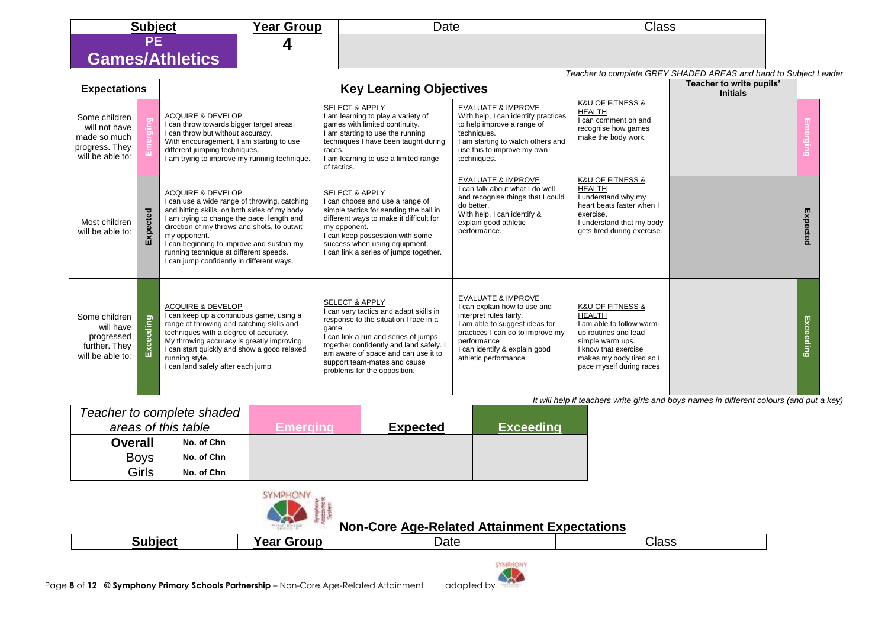| Subject | Year Group | Date | Class |
| --- | --- | --- | --- |
| **PE Games/Athletics** | **4** | | |

*Teacher to complete GREY SHADED AREAS and hand to Subject Leader*

| Expectations | | Key Learning Objectives | | | | Teacher to write pupils' Initials | |
| --- | --- | --- | --- | --- | --- | --- | --- |
| Some children will not have made so much progress. They will be able to: | Emerging | ACQUIRE & DEVELOP<br>I can throw towards bigger target areas.<br>I can throw but without accuracy.<br>With encouragement, I am starting to use different jumping techniques.<br>I am trying to improve my running technique. | SELECT & APPLY<br>I am learning to play a variety of games with limited continuity.<br>I am starting to use the running techniques I have been taught during races.<br>I am learning to use a limited range of tactics. | EVALUATE & IMPROVE<br>With help, I can identify practices to help improve a range of techniques.<br>I am starting to watch others and use this to improve my own techniques. | K&U OF FITNESS & HEALTH<br>I can comment on and recognise how games make the body work. | | Emerging |
| Most children will be able to: | Expected | ACQUIRE & DEVELOP<br>I can use a wide range of throwing, catching and hitting skills, on both sides of my body.<br>I am trying to change the pace, length and direction of my throws and shots, to outwit my opponent.<br>I can beginning to improve and sustain my running technique at different speeds.<br>I can jump confidently in different ways. | SELECT & APPLY<br>I can choose and use a range of simple tactics for sending the ball in different ways to make it difficult for my opponent.<br>I can keep possession with some success when using equipment.<br>I can link a series of jumps together. | EVALUATE & IMPROVE<br>I can talk about what I do well and recognise things that I could do better.<br>With help, I can identify & explain good athletic performance. | K&U OF FITNESS & HEALTH<br>I understand why my heart beats faster when I exercise.<br>I understand that my body gets tired during exercise. | | Expected |
| Some children will have progressed further. They will be able to: | Exceeding | ACQUIRE & DEVELOP<br>I can keep up a continuous game, using a range of throwing and catching skills and techniques with a degree of accuracy.<br>My throwing accuracy is greatly improving.<br>I can start quickly and show a good relaxed running style.<br>I can land safely after each jump. | SELECT & APPLY<br>I can vary tactics and adapt skills in response to the situation I face in a game.<br>I can link a run and series of jumps together confidently and land safely. I am aware of space and can use it to support team-mates and cause problems for the opposition. | EVALUATE & IMPROVE<br>I can explain how to use and interpret rules fairly.<br>I am able to suggest ideas for practices I can do to improve my performance<br>I can identify & explain good athletic performance. | K&U OF FITNESS & HEALTH<br>I am able to follow warm-up routines and lead simple warm ups.<br>I know that exercise makes my body tired so I pace myself during races. | | Exceeding |

*It will help if teachers write girls and boys names in different colours (and put a key)*

| Teacher to complete shaded areas of this table | | Emerging | Expected | Exceeding |
| --- | --- | --- | --- | --- |
| **Overall** | **No. of Chn** | | | |
| Boys | **No. of Chn** | | | |
| Girls | **No. of Chn** | | | |

## Non-Core Age-Related Attainment Expectations

| Subject | Year Group | Date | Class |
| --- | --- | --- | --- |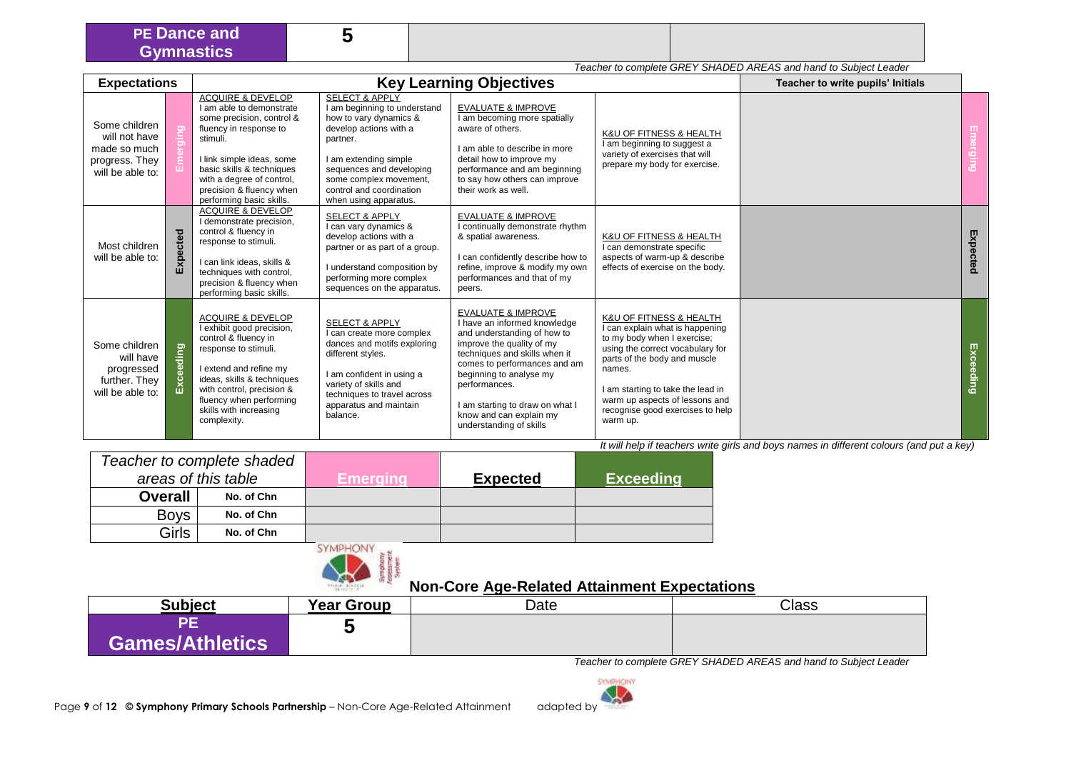| PE Dance and Gymnastics | 5 | | |
|---|---|---|---|

*Teacher to complete GREY SHADED AREAS and hand to Subject Leader*

| Expectations | | Key Learning Objectives | | | | Teacher to write pupils' Initials | |
|---|---|---|---|---|---|---|---|
| Some children will not have made so much progress. They will be able to: | Emerging | ACQUIRE & DEVELOP<br>I am able to demonstrate some precision, control & fluency in response to stimuli.<br><br>I link simple ideas, some basic skills & techniques with a degree of control, precision & fluency when performing basic skills. | SELECT & APPLY<br>I am beginning to understand how to vary dynamics & develop actions with a partner.<br><br>I am extending simple sequences and developing some complex movement, control and coordination when using apparatus. | EVALUATE & IMPROVE<br>I am becoming more spatially aware of others.<br><br>I am able to describe in more detail how to improve my performance and am beginning to say how others can improve their work as well. | K&U OF FITNESS & HEALTH<br>I am beginning to suggest a variety of exercises that will prepare my body for exercise. | | Emerging |
| Most children will be able to: | Expected | ACQUIRE & DEVELOP<br>I demonstrate precision, control & fluency in response to stimuli.<br><br>I can link ideas, skills & techniques with control, precision & fluency when performing basic skills. | SELECT & APPLY<br>I can vary dynamics & develop actions with a partner or as part of a group.<br><br>I understand composition by performing more complex sequences on the apparatus. | EVALUATE & IMPROVE<br>I continually demonstrate rhythm & spatial awareness.<br><br>I can confidently describe how to refine, improve & modify my own performances and that of my peers. | K&U OF FITNESS & HEALTH<br>I can demonstrate specific aspects of warm-up & describe effects of exercise on the body. | | Expected |
| Some children will have progressed further. They will be able to: | Exceeding | ACQUIRE & DEVELOP<br>I exhibit good precision, control & fluency in response to stimuli.<br><br>I extend and refine my ideas, skills & techniques with control, precision & fluency when performing skills with increasing complexity. | SELECT & APPLY<br>I can create more complex dances and motifs exploring different styles.<br><br>I am confident in using a variety of skills and techniques to travel across apparatus and maintain balance. | EVALUATE & IMPROVE<br>I have an informed knowledge and understanding of how to improve the quality of my techniques and skills when it comes to performances and am beginning to analyse my performances.<br><br>I am starting to draw on what I know and can explain my understanding of skills | K&U OF FITNESS & HEALTH<br>I can explain what is happening to my body when I exercise; using the correct vocabulary for parts of the body and muscle names.<br><br>I am starting to take the lead in warm up aspects of lessons and recognise good exercises to help warm up. | | Exceeding |

*It will help if teachers write girls and boys names in different colours (and put a key)*

| *Teacher to complete shaded areas of this table* | | Emerging | Expected | Exceeding |
|---|---|---|---|---|
| **Overall** | **No. of Chn** | | | |
| Boys | **No. of Chn** | | | |
| Girls | **No. of Chn** | | | |

## Non-Core Age-Related Attainment Expectations

| Subject | Year Group | Date | Class |
|---|---|---|---|
| PE Games/Athletics | 5 | | |

*Teacher to complete GREY SHADED AREAS and hand to Subject Leader*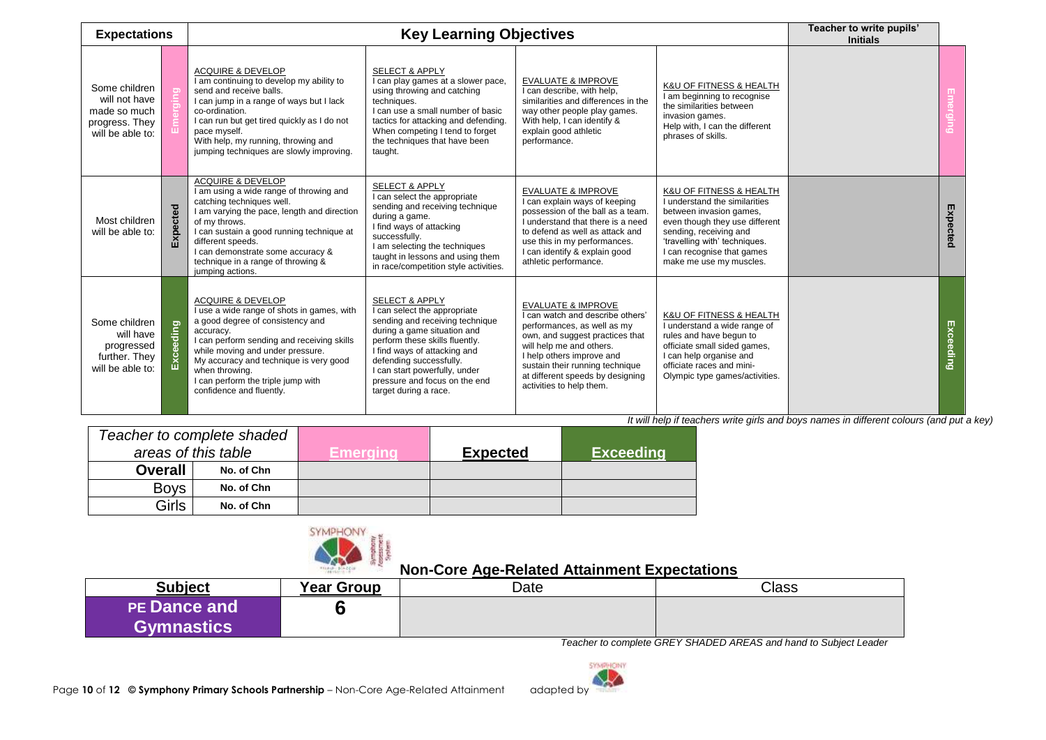| Expectations | | Key Learning Objectives | | | | Teacher to write pupils' Initials | |
|---|---|---|---|---|---|---|---|
| Some children will not have made so much progress. They will be able to: | Emerging | ACQUIRE & DEVELOP<br>I am continuing to develop my ability to send and receive balls.<br>I can jump in a range of ways but I lack co-ordination.<br>I can run but get tired quickly as I do not pace myself.<br>With help, my running, throwing and jumping techniques are slowly improving. | SELECT & APPLY<br>I can play games at a slower pace, using throwing and catching techniques.<br>I can use a small number of basic tactics for attacking and defending.<br>When competing I tend to forget the techniques that have been taught. | EVALUATE & IMPROVE<br>I can describe, with help, similarities and differences in the way other people play games.<br>With help, I can identify & explain good athletic performance. | K&U OF FITNESS & HEALTH<br>I am beginning to recognise the similarities between invasion games.<br>Help with, I can the different phrases of skills. | | Emerging |
| Most children will be able to: | Expected | ACQUIRE & DEVELOP<br>I am using a wide range of throwing and catching techniques well.<br>I am varying the pace, length and direction of my throws.<br>I can sustain a good running technique at different speeds.<br>I can demonstrate some accuracy & technique in a range of throwing & jumping actions. | SELECT & APPLY<br>I can select the appropriate sending and receiving technique during a game.<br>I find ways of attacking successfully.<br>I am selecting the techniques taught in lessons and using them in race/competition style activities. | EVALUATE & IMPROVE<br>I can explain ways of keeping possession of the ball as a team.<br>I understand that there is a need to defend as well as attack and use this in my performances.<br>I can identify & explain good athletic performance. | K&U OF FITNESS & HEALTH<br>I understand the similarities between invasion games, even though they use different sending, receiving and 'travelling with' techniques.<br>I can recognise that games make me use my muscles. | | Expected |
| Some children will have progressed further. They will be able to: | Exceeding | ACQUIRE & DEVELOP<br>I use a wide range of shots in games, with a good degree of consistency and accuracy.<br>I can perform sending and receiving skills while moving and under pressure.<br>My accuracy and technique is very good when throwing.<br>I can perform the triple jump with confidence and fluently. | SELECT & APPLY<br>I can select the appropriate sending and receiving technique during a game situation and perform these skills fluently.<br>I find ways of attacking and defending successfully.<br>I can start powerfully, under pressure and focus on the end target during a race. | EVALUATE & IMPROVE<br>I can watch and describe others' performances, as well as my own, and suggest practices that will help me and others.<br>I help others improve and sustain their running technique at different speeds by designing activities to help them. | K&U OF FITNESS & HEALTH<br>I understand a wide range of rules and have begun to officiate small sided games,<br>I can help organise and officiate races and mini-Olympic type games/activities. | | Exceeding |

*It will help if teachers write girls and boys names in different colours (and put a key)*

| *Teacher to complete shaded areas of this table* | | Emerging | Expected | Exceeding |
|---|---|---|---|---|
| **Overall** | **No. of Chn** | | | |
| Boys | **No. of Chn** | | | |
| Girls | **No. of Chn** | | | |

## Non-Core Age-Related Attainment Expectations

| Subject | Year Group | Date | Class |
|---|---|---|---|
| PE Dance and Gymnastics | 6 | | |

*Teacher to complete GREY SHADED AREAS and hand to Subject Leader*

© **Symphony Primary Schools Partnership** – Non-Core Age-Related Attainment adapted by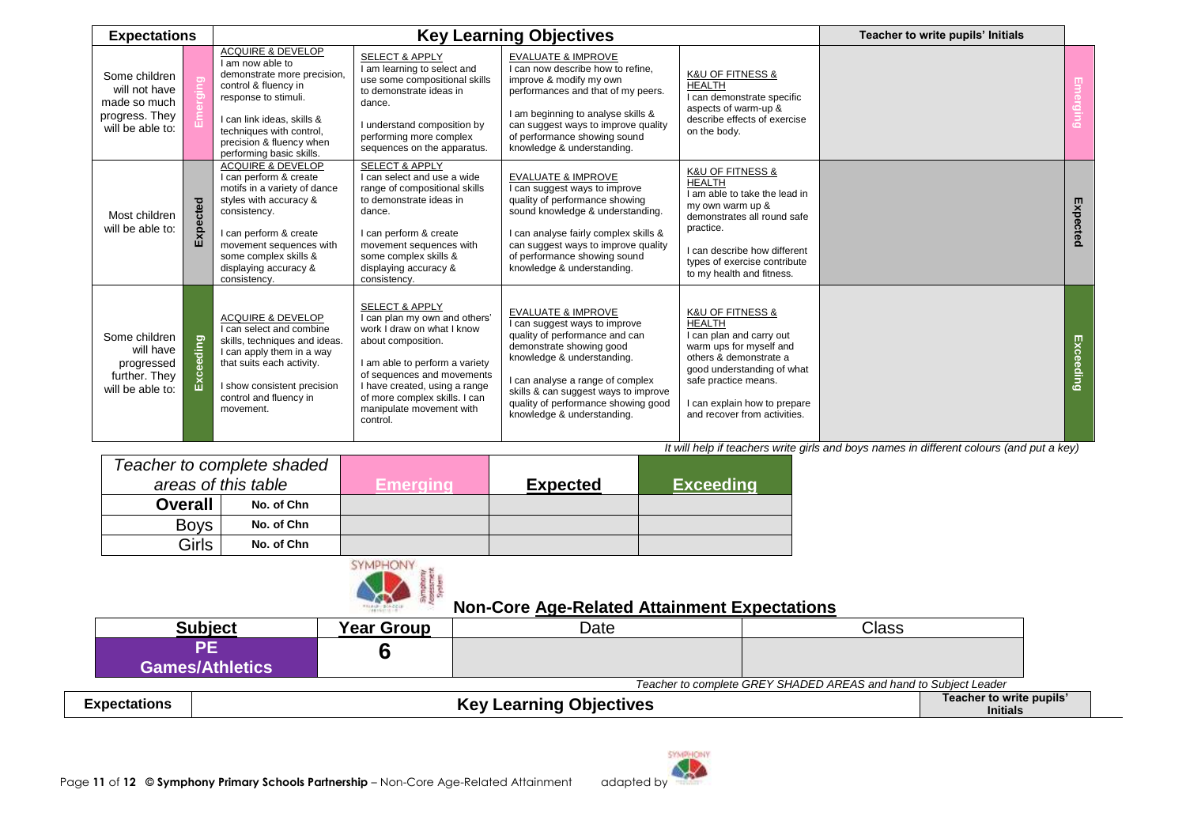| Expectations | | Key Learning Objectives | | | | Teacher to write pupils' Initials | |
|---|---|---|---|---|---|---|---|
| Some children will not have made so much progress. They will be able to: | Emerging | ACQUIRE & DEVELOP<br>I am now able to demonstrate more precision, control & fluency in response to stimuli.<br><br>I can link ideas, skills & techniques with control, precision & fluency when performing basic skills. | SELECT & APPLY<br>I am learning to select and use some compositional skills to demonstrate ideas in dance.<br><br>I understand composition by performing more complex sequences on the apparatus. | EVALUATE & IMPROVE<br>I can now describe how to refine, improve & modify my own performances and that of my peers.<br><br>I am beginning to analyse skills & can suggest ways to improve quality of performance showing sound knowledge & understanding. | K&U OF FITNESS & HEALTH<br>I can demonstrate specific aspects of warm-up & describe effects of exercise on the body. | | Emerging |
| Most children will be able to: | Expected | ACQUIRE & DEVELOP<br>I can perform & create motifs in a variety of dance styles with accuracy & consistency.<br><br>I can perform & create movement sequences with some complex skills & displaying accuracy & consistency. | SELECT & APPLY<br>I can select and use a wide range of compositional skills to demonstrate ideas in dance.<br><br>I can perform & create movement sequences with some complex skills & displaying accuracy & consistency. | EVALUATE & IMPROVE<br>I can suggest ways to improve quality of performance showing sound knowledge & understanding.<br><br>I can analyse fairly complex skills & can suggest ways to improve quality of performance showing sound knowledge & understanding. | K&U OF FITNESS & HEALTH<br>I am able to take the lead in my own warm up & demonstrates all round safe practice.<br><br>I can describe how different types of exercise contribute to my health and fitness. | | Expected |
| Some children will have progressed further. They will be able to: | Exceeding | ACQUIRE & DEVELOP<br>I can select and combine skills, techniques and ideas. I can apply them in a way that suits each activity.<br><br>I show consistent precision control and fluency in movement. | SELECT & APPLY<br>I can plan my own and others' work I draw on what I know about composition.<br><br>I am able to perform a variety of sequences and movements I have created, using a range of more complex skills. I can manipulate movement with control. | EVALUATE & IMPROVE<br>I can suggest ways to improve quality of performance and can demonstrate showing good knowledge & understanding.<br><br>I can analyse a range of complex skills & can suggest ways to improve quality of performance showing good knowledge & understanding. | K&U OF FITNESS & HEALTH<br>I can plan and carry out warm ups for myself and others & demonstrate a good understanding of what safe practice means.<br><br>I can explain how to prepare and recover from activities. | | Exceeding |

*It will help if teachers write girls and boys names in different colours (and put a key)*

| *Teacher to complete shaded areas of this table* | | Emerging | Expected | Exceeding |
|---|---|---|---|---|
| **Overall** | **No. of Chn** | | | |
| Boys | **No. of Chn** | | | |
| Girls | **No. of Chn** | | | |

## Non-Core Age-Related Attainment Expectations

| Subject | Year Group | Date | Class |
|---|---|---|---|
| **PE Games/Athletics** | **6** | | |

*Teacher to complete GREY SHADED AREAS and hand to Subject Leader*

| Expectations | Key Learning Objectives | Teacher to write pupils' Initials |
|---|---|---|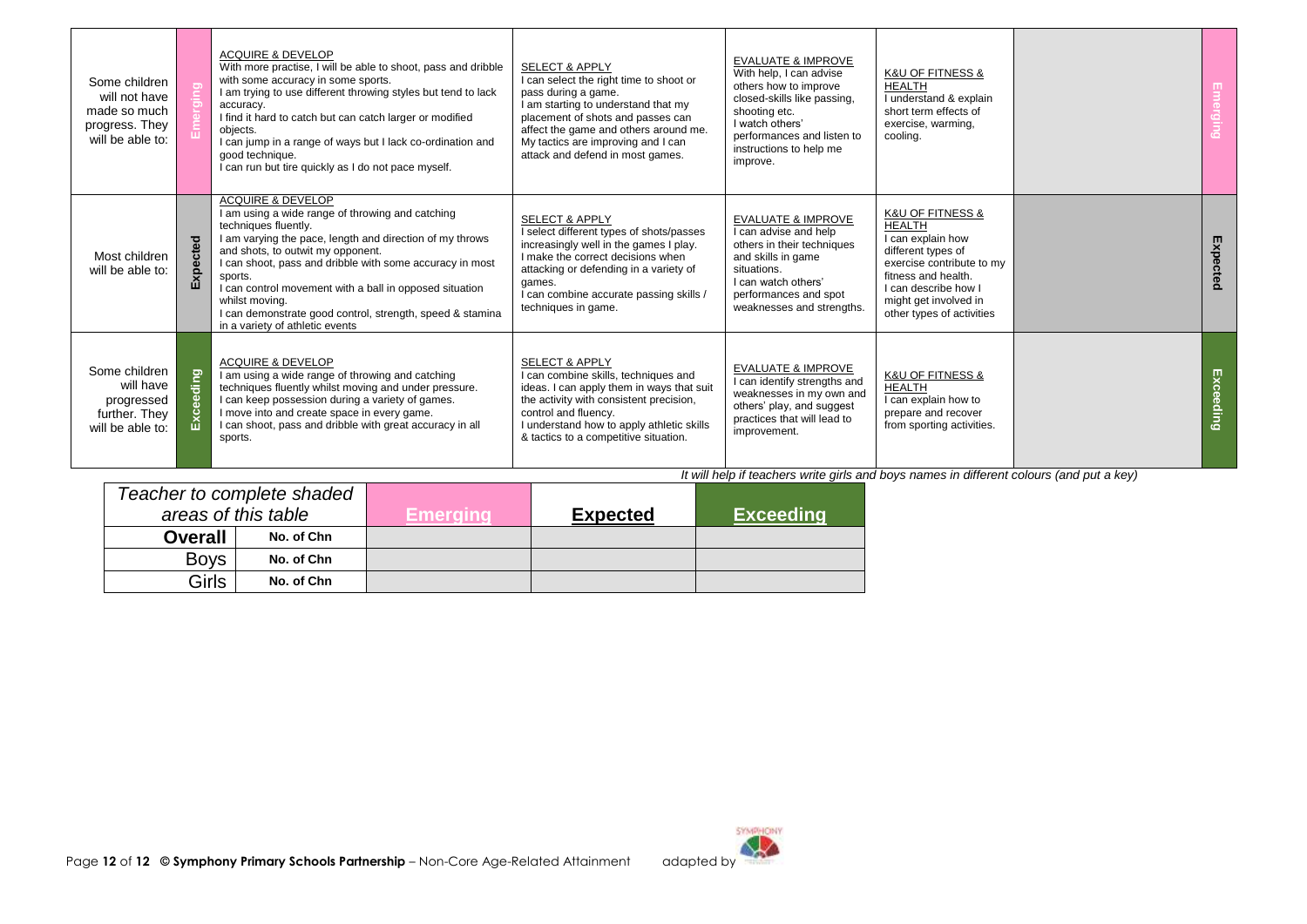| | | | | | | | |
|---|---|---|---|---|---|---|---|
| Some children will not have made so much progress. They will be able to: | Emerging | ACQUIRE & DEVELOP<br>With more practise, I will be able to shoot, pass and dribble with some accuracy in some sports.<br>I am trying to use different throwing styles but tend to lack accuracy.<br>I find it hard to catch but can catch larger or modified objects.<br>I can jump in a range of ways but I lack co-ordination and good technique.<br>I can run but tire quickly as I do not pace myself. | SELECT & APPLY<br>I can select the right time to shoot or pass during a game.<br>I am starting to understand that my placement of shots and passes can affect the game and others around me.<br>My tactics are improving and I can attack and defend in most games. | EVALUATE & IMPROVE<br>With help, I can advise others how to improve closed-skills like passing, shooting etc.<br>I watch others' performances and listen to instructions to help me improve. | K&U OF FITNESS & HEALTH<br>I understand & explain short term effects of exercise, warming, cooling. | | Emerging |
| Most children will be able to: | Expected | ACQUIRE & DEVELOP<br>I am using a wide range of throwing and catching techniques fluently.<br>I am varying the pace, length and direction of my throws and shots, to outwit my opponent.<br>I can shoot, pass and dribble with some accuracy in most sports.<br>I can control movement with a ball in opposed situation whilst moving.<br>I can demonstrate good control, strength, speed & stamina in a variety of athletic events | SELECT & APPLY<br>I select different types of shots/passes increasingly well in the games I play.<br>I make the correct decisions when attacking or defending in a variety of games.<br>I can combine accurate passing skills / techniques in game. | EVALUATE & IMPROVE<br>I can advise and help others in their techniques and skills in game situations.<br>I can watch others' performances and spot weaknesses and strengths. | K&U OF FITNESS & HEALTH<br>I can explain how different types of exercise contribute to my fitness and health.<br>I can describe how I might get involved in other types of activities | | Expected |
| Some children will have progressed further. They will be able to: | Exceeding | ACQUIRE & DEVELOP<br>I am using a wide range of throwing and catching techniques fluently whilst moving and under pressure.<br>I can keep possession during a variety of games.<br>I move into and create space in every game.<br>I can shoot, pass and dribble with great accuracy in all sports. | SELECT & APPLY<br>I can combine skills, techniques and ideas. I can apply them in ways that suit the activity with consistent precision, control and fluency.<br>I understand how to apply athletic skills & tactics to a competitive situation. | EVALUATE & IMPROVE<br>I can identify strengths and weaknesses in my own and others' play, and suggest practices that will lead to improvement. | K&U OF FITNESS & HEALTH<br>I can explain how to prepare and recover from sporting activities. | | Exceeding |

*It will help if teachers write girls and boys names in different colours (and put a key)*

| *Teacher to complete shaded areas of this table* | | Emerging | Expected | Exceeding |
|---|---|---|---|---|
| **Overall** | **No. of Chn** | | | |
| Boys | **No. of Chn** | | | |
| Girls | **No. of Chn** | | | |

**© Symphony Primary Schools Partnership** – Non-Core Age-Related Attainment adapted by